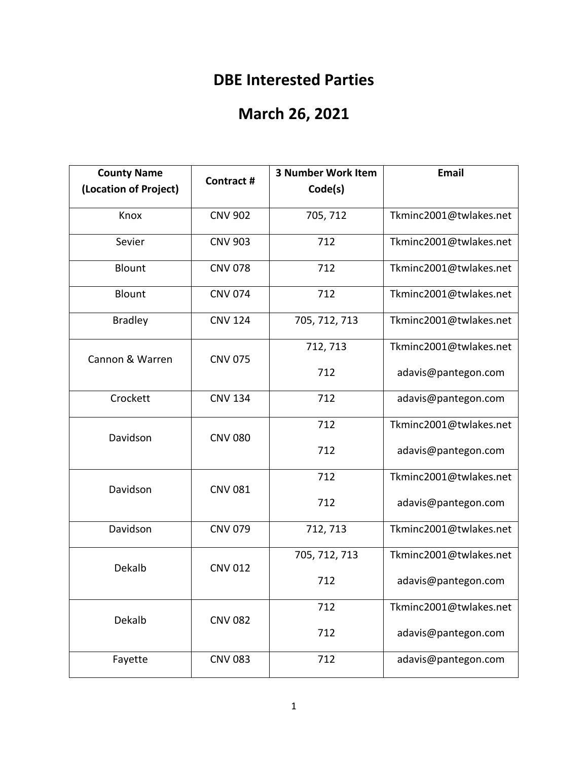# DBE Interested Parties

# March 26, 2021

| County Name (Location of Project) | Contract # | 3 Number Work Item Code(s) | Email |
|---|---|---|---|
| Knox | CNV 902 | 705, 712 | Tkminc2001@twlakes.net |
| Sevier | CNV 903 | 712 | Tkminc2001@twlakes.net |
| Blount | CNV 078 | 712 | Tkminc2001@twlakes.net |
| Blount | CNV 074 | 712 | Tkminc2001@twlakes.net |
| Bradley | CNV 124 | 705, 712, 713 | Tkminc2001@twlakes.net |
| Cannon & Warren | CNV 075 | 712, 713 | Tkminc2001@twlakes.net |
| | | 712 | adavis@pantegon.com |
| Crockett | CNV 134 | 712 | adavis@pantegon.com |
| Davidson | CNV 080 | 712 | Tkminc2001@twlakes.net |
| | | 712 | adavis@pantegon.com |
| Davidson | CNV 081 | 712 | Tkminc2001@twlakes.net |
| | | 712 | adavis@pantegon.com |
| Davidson | CNV 079 | 712, 713 | Tkminc2001@twlakes.net |
| Dekalb | CNV 012 | 705, 712, 713 | Tkminc2001@twlakes.net |
| | | 712 | adavis@pantegon.com |
| Dekalb | CNV 082 | 712 | Tkminc2001@twlakes.net |
| | | 712 | adavis@pantegon.com |
| Fayette | CNV 083 | 712 | adavis@pantegon.com |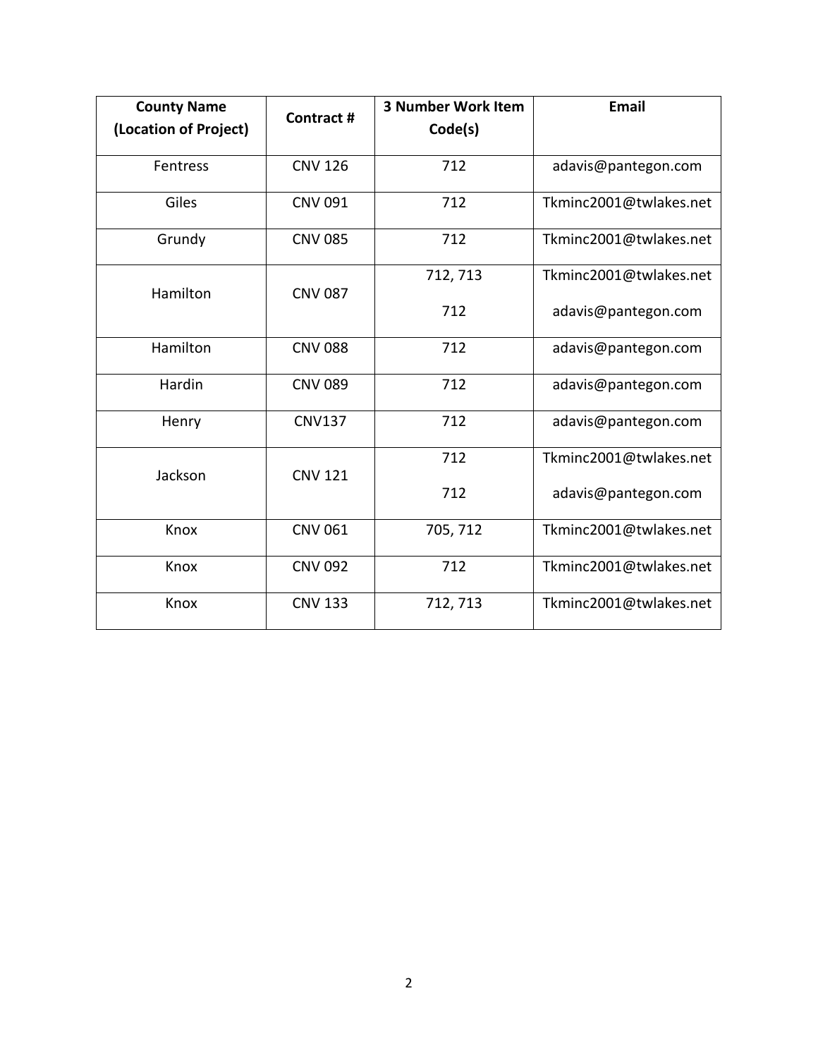| County Name (Location of Project) | Contract # | 3 Number Work Item Code(s) | Email |
| --- | --- | --- | --- |
| Fentress | CNV 126 | 712 | adavis@pantegon.com |
| Giles | CNV 091 | 712 | Tkminc2001@twlakes.net |
| Grundy | CNV 085 | 712 | Tkminc2001@twlakes.net |
| Hamilton | CNV 087 | 712, 713<br>712 | Tkminc2001@twlakes.net<br>adavis@pantegon.com |
| Hamilton | CNV 088 | 712 | adavis@pantegon.com |
| Hardin | CNV 089 | 712 | adavis@pantegon.com |
| Henry | CNV137 | 712 | adavis@pantegon.com |
| Jackson | CNV 121 | 712<br>712 | Tkminc2001@twlakes.net<br>adavis@pantegon.com |
| Knox | CNV 061 | 705, 712 | Tkminc2001@twlakes.net |
| Knox | CNV 092 | 712 | Tkminc2001@twlakes.net |
| Knox | CNV 133 | 712, 713 | Tkminc2001@twlakes.net |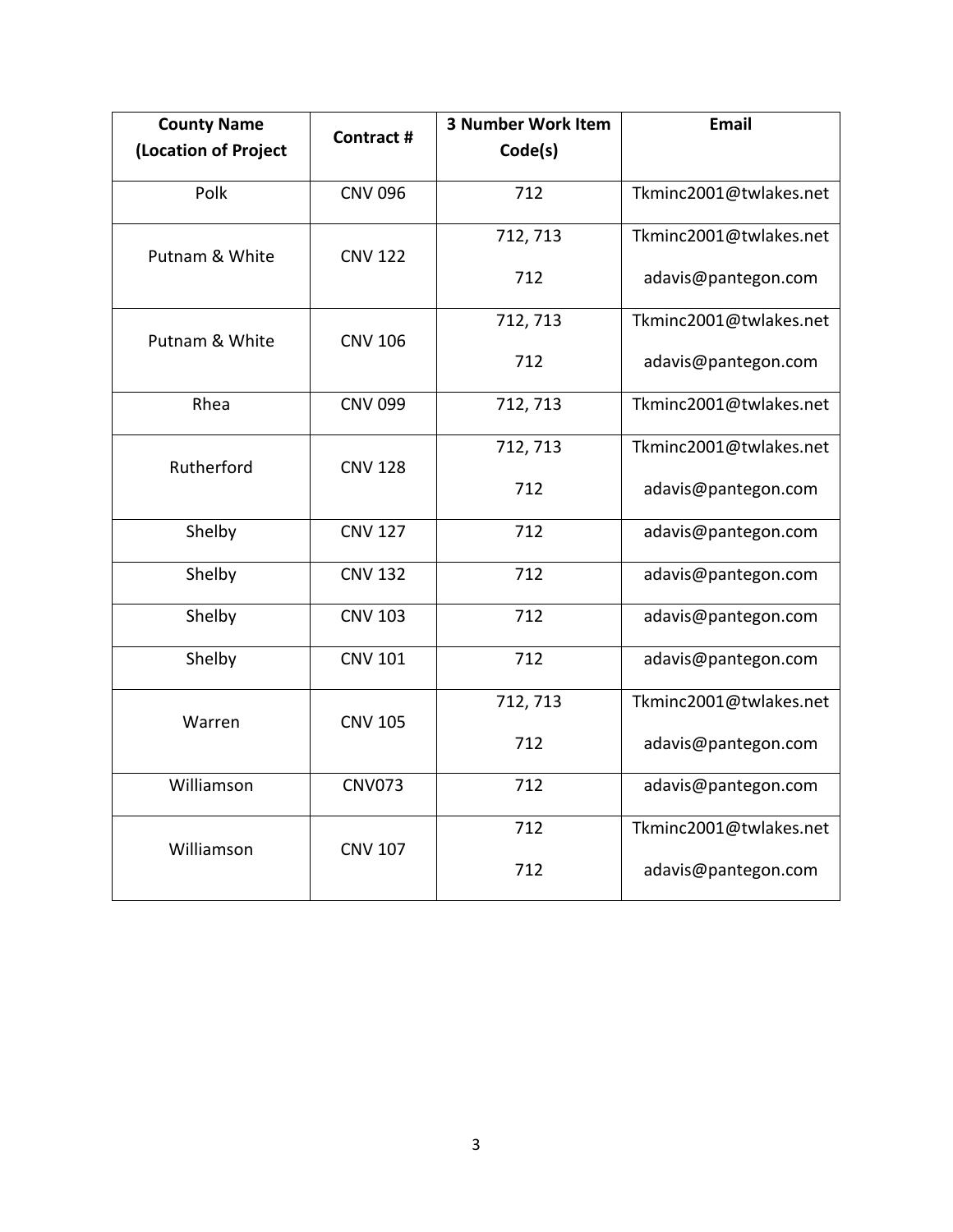| County Name (Location of Project | Contract # | 3 Number Work Item Code(s) | Email |
|---|---|---|---|
| Polk | CNV 096 | 712 | Tkminc2001@twlakes.net |
| Putnam & White | CNV 122 | 712, 713<br>712 | Tkminc2001@twlakes.net<br>adavis@pantegon.com |
| Putnam & White | CNV 106 | 712, 713<br>712 | Tkminc2001@twlakes.net<br>adavis@pantegon.com |
| Rhea | CNV 099 | 712, 713 | Tkminc2001@twlakes.net |
| Rutherford | CNV 128 | 712, 713<br>712 | Tkminc2001@twlakes.net<br>adavis@pantegon.com |
| Shelby | CNV 127 | 712 | adavis@pantegon.com |
| Shelby | CNV 132 | 712 | adavis@pantegon.com |
| Shelby | CNV 103 | 712 | adavis@pantegon.com |
| Shelby | CNV 101 | 712 | adavis@pantegon.com |
| Warren | CNV 105 | 712, 713<br>712 | Tkminc2001@twlakes.net<br>adavis@pantegon.com |
| Williamson | CNV073 | 712 | adavis@pantegon.com |
| Williamson | CNV 107 | 712<br>712 | Tkminc2001@twlakes.net<br>adavis@pantegon.com |